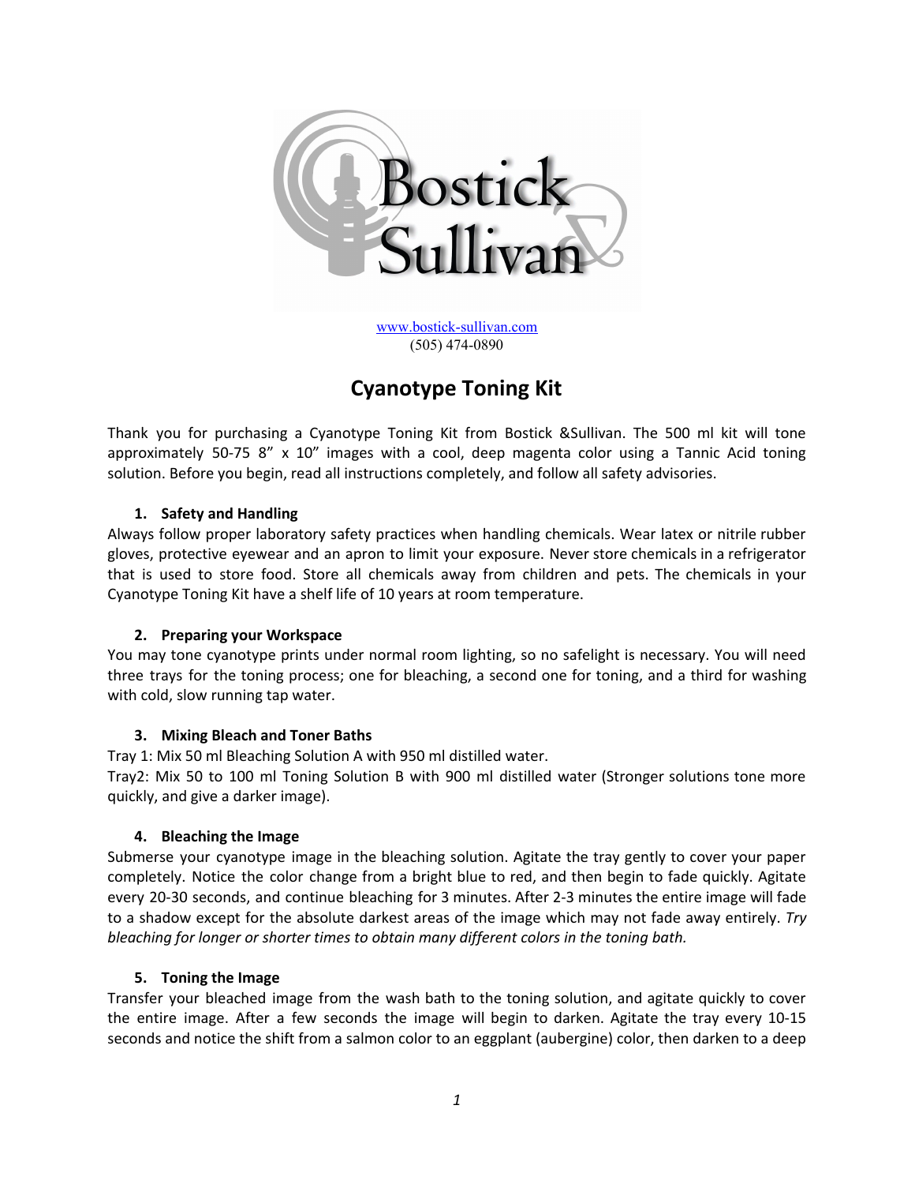Bostick Sullivan

[www.bostick-sullivan.com](http://www.bostick-sullivan.com)
(505) 474-0890

# Cyanotype Toning Kit

Thank you for purchasing a Cyanotype Toning Kit from Bostick &Sullivan. The 500 ml kit will tone approximately 50-75 8" x 10" images with a cool, deep magenta color using a Tannic Acid toning solution. Before you begin, read all instructions completely, and follow all safety advisories.

### 1. Safety and Handling

Always follow proper laboratory safety practices when handling chemicals. Wear latex or nitrile rubber gloves, protective eyewear and an apron to limit your exposure. Never store chemicals in a refrigerator that is used to store food. Store all chemicals away from children and pets. The chemicals in your Cyanotype Toning Kit have a shelf life of 10 years at room temperature.

### 2. Preparing your Workspace

You may tone cyanotype prints under normal room lighting, so no safelight is necessary. You will need three trays for the toning process; one for bleaching, a second one for toning, and a third for washing with cold, slow running tap water.

### 3. Mixing Bleach and Toner Baths

Tray 1: Mix 50 ml Bleaching Solution A with 950 ml distilled water.
Tray2: Mix 50 to 100 ml Toning Solution B with 900 ml distilled water (Stronger solutions tone more quickly, and give a darker image).

### 4. Bleaching the Image

Submerse your cyanotype image in the bleaching solution. Agitate the tray gently to cover your paper completely. Notice the color change from a bright blue to red, and then begin to fade quickly. Agitate every 20-30 seconds, and continue bleaching for 3 minutes. After 2-3 minutes the entire image will fade to a shadow except for the absolute darkest areas of the image which may not fade away entirely. *Try bleaching for longer or shorter times to obtain many different colors in the toning bath.*

### 5. Toning the Image

Transfer your bleached image from the wash bath to the toning solution, and agitate quickly to cover the entire image. After a few seconds the image will begin to darken. Agitate the tray every 10-15 seconds and notice the shift from a salmon color to an eggplant (aubergine) color, then darken to a deep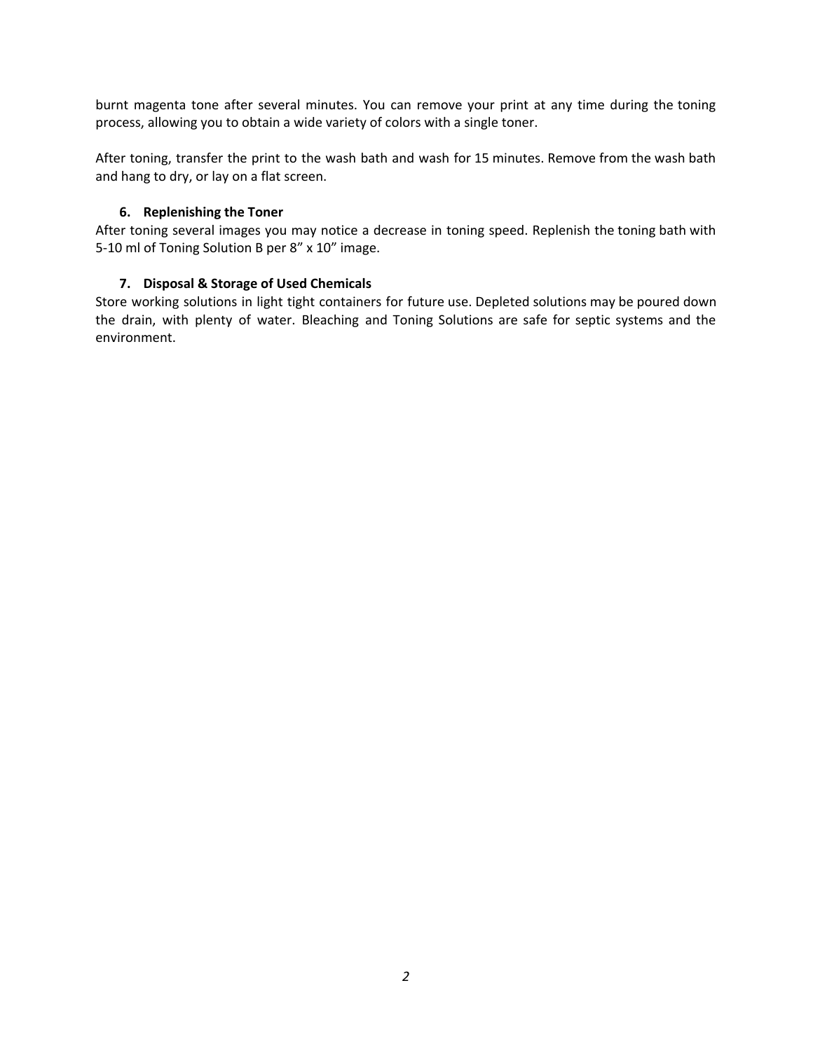burnt magenta tone after several minutes. You can remove your print at any time during the toning process, allowing you to obtain a wide variety of colors with a single toner.

After toning, transfer the print to the wash bath and wash for 15 minutes. Remove from the wash bath and hang to dry, or lay on a flat screen.

### 6. Replenishing the Toner

After toning several images you may notice a decrease in toning speed. Replenish the toning bath with 5-10 ml of Toning Solution B per 8” x 10” image.

### 7. Disposal & Storage of Used Chemicals

Store working solutions in light tight containers for future use. Depleted solutions may be poured down the drain, with plenty of water. Bleaching and Toning Solutions are safe for septic systems and the environment.